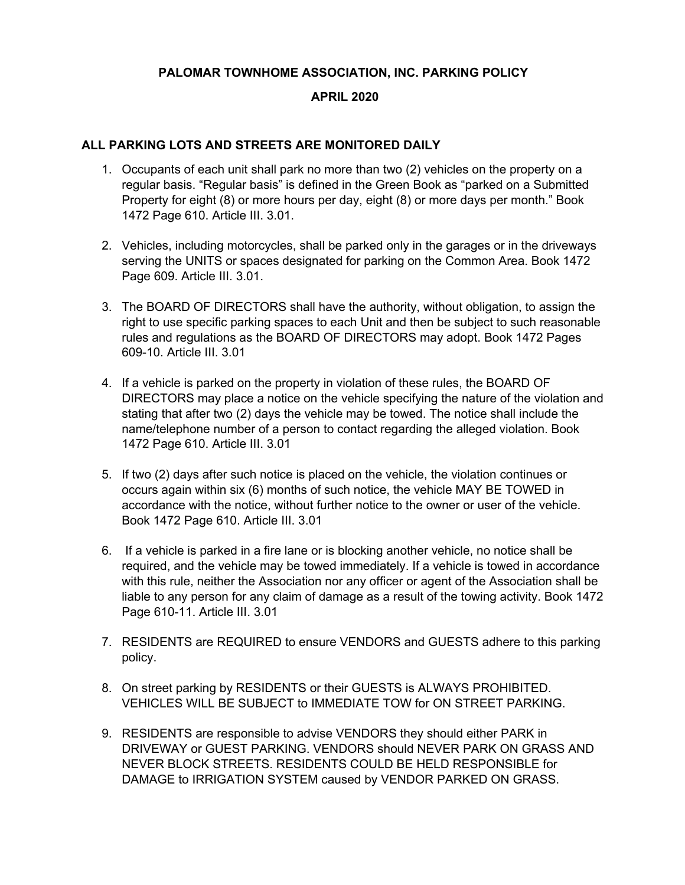# PALOMAR TOWNHOME ASSOCIATION, INC. PARKING POLICY

## APRIL 2020

### ALL PARKING LOTS AND STREETS ARE MONITORED DAILY

1. Occupants of each unit shall park no more than two (2) vehicles on the property on a regular basis. "Regular basis" is defined in the Green Book as "parked on a Submitted Property for eight (8) or more hours per day, eight (8) or more days per month." Book 1472 Page 610. Article III. 3.01.

2. Vehicles, including motorcycles, shall be parked only in the garages or in the driveways serving the UNITS or spaces designated for parking on the Common Area. Book 1472 Page 609. Article III. 3.01.

3. The BOARD OF DIRECTORS shall have the authority, without obligation, to assign the right to use specific parking spaces to each Unit and then be subject to such reasonable rules and regulations as the BOARD OF DIRECTORS may adopt. Book 1472 Pages 609-10. Article III. 3.01

4. If a vehicle is parked on the property in violation of these rules, the BOARD OF DIRECTORS may place a notice on the vehicle specifying the nature of the violation and stating that after two (2) days the vehicle may be towed. The notice shall include the name/telephone number of a person to contact regarding the alleged violation. Book 1472 Page 610. Article III. 3.01

5. If two (2) days after such notice is placed on the vehicle, the violation continues or occurs again within six (6) months of such notice, the vehicle MAY BE TOWED in accordance with the notice, without further notice to the owner or user of the vehicle. Book 1472 Page 610. Article III. 3.01

6. If a vehicle is parked in a fire lane or is blocking another vehicle, no notice shall be required, and the vehicle may be towed immediately. If a vehicle is towed in accordance with this rule, neither the Association nor any officer or agent of the Association shall be liable to any person for any claim of damage as a result of the towing activity. Book 1472 Page 610-11. Article III. 3.01

7. RESIDENTS are REQUIRED to ensure VENDORS and GUESTS adhere to this parking policy.

8. On street parking by RESIDENTS or their GUESTS is ALWAYS PROHIBITED. VEHICLES WILL BE SUBJECT to IMMEDIATE TOW for ON STREET PARKING.

9. RESIDENTS are responsible to advise VENDORS they should either PARK in DRIVEWAY or GUEST PARKING. VENDORS should NEVER PARK ON GRASS AND NEVER BLOCK STREETS. RESIDENTS COULD BE HELD RESPONSIBLE for DAMAGE to IRRIGATION SYSTEM caused by VENDOR PARKED ON GRASS.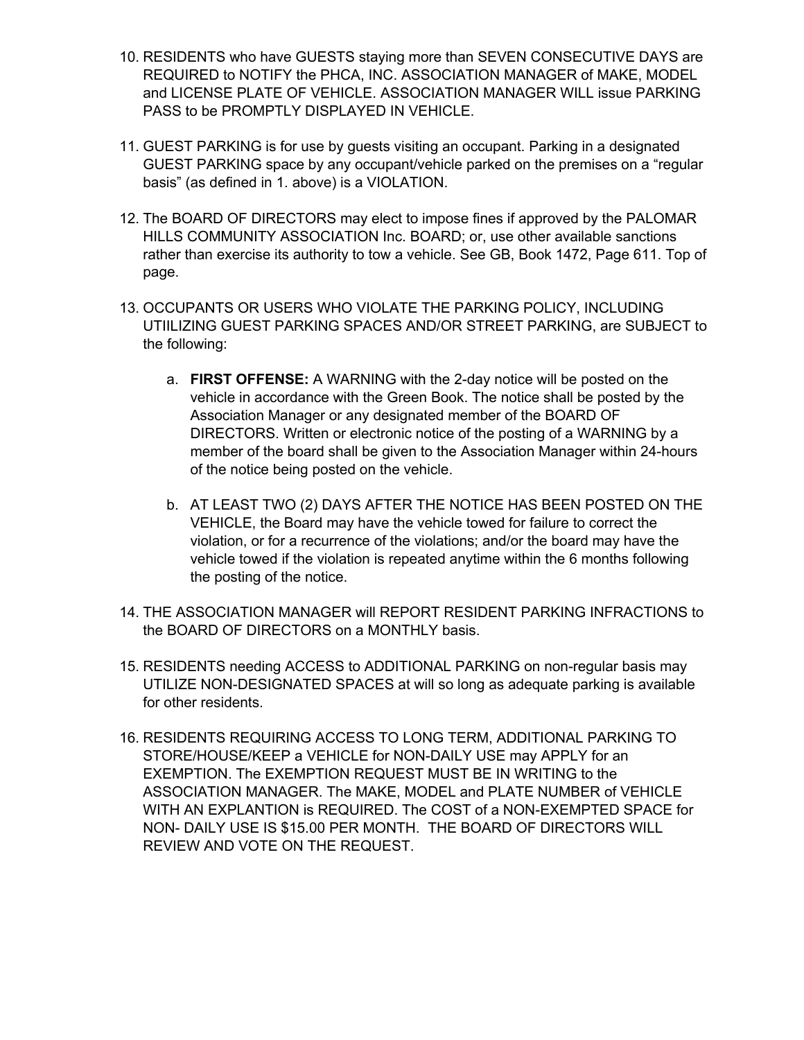10. RESIDENTS who have GUESTS staying more than SEVEN CONSECUTIVE DAYS are REQUIRED to NOTIFY the PHCA, INC. ASSOCIATION MANAGER of MAKE, MODEL and LICENSE PLATE OF VEHICLE. ASSOCIATION MANAGER WILL issue PARKING PASS to be PROMPTLY DISPLAYED IN VEHICLE.

11. GUEST PARKING is for use by guests visiting an occupant. Parking in a designated GUEST PARKING space by any occupant/vehicle parked on the premises on a "regular basis" (as defined in 1. above) is a VIOLATION.

12. The BOARD OF DIRECTORS may elect to impose fines if approved by the PALOMAR HILLS COMMUNITY ASSOCIATION Inc. BOARD; or, use other available sanctions rather than exercise its authority to tow a vehicle. See GB, Book 1472, Page 611. Top of page.

13. OCCUPANTS OR USERS WHO VIOLATE THE PARKING POLICY, INCLUDING UTIILIZING GUEST PARKING SPACES AND/OR STREET PARKING, are SUBJECT to the following:

    a. **FIRST OFFENSE:** A WARNING with the 2-day notice will be posted on the vehicle in accordance with the Green Book. The notice shall be posted by the Association Manager or any designated member of the BOARD OF DIRECTORS. Written or electronic notice of the posting of a WARNING by a member of the board shall be given to the Association Manager within 24-hours of the notice being posted on the vehicle.

    b. AT LEAST TWO (2) DAYS AFTER THE NOTICE HAS BEEN POSTED ON THE VEHICLE, the Board may have the vehicle towed for failure to correct the violation, or for a recurrence of the violations; and/or the board may have the vehicle towed if the violation is repeated anytime within the 6 months following the posting of the notice.

14. THE ASSOCIATION MANAGER will REPORT RESIDENT PARKING INFRACTIONS to the BOARD OF DIRECTORS on a MONTHLY basis.

15. RESIDENTS needing ACCESS to ADDITIONAL PARKING on non-regular basis may UTILIZE NON-DESIGNATED SPACES at will so long as adequate parking is available for other residents.

16. RESIDENTS REQUIRING ACCESS TO LONG TERM, ADDITIONAL PARKING TO STORE/HOUSE/KEEP a VEHICLE for NON-DAILY USE may APPLY for an EXEMPTION. The EXEMPTION REQUEST MUST BE IN WRITING to the ASSOCIATION MANAGER. The MAKE, MODEL and PLATE NUMBER of VEHICLE WITH AN EXPLANTION is REQUIRED. The COST of a NON-EXEMPTED SPACE for NON- DAILY USE IS $15.00 PER MONTH. THE BOARD OF DIRECTORS WILL REVIEW AND VOTE ON THE REQUEST.